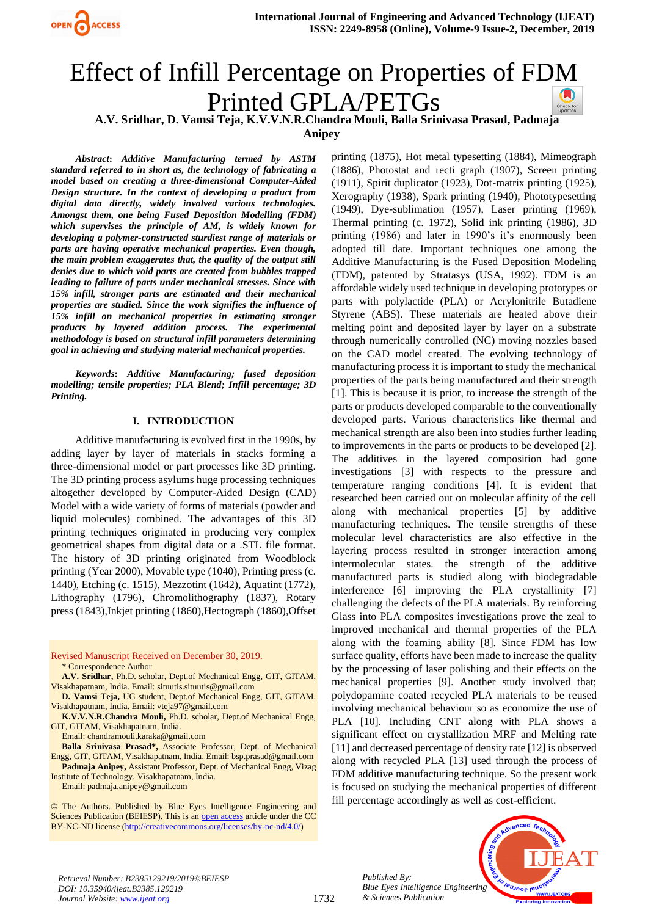# Effect of Infill Percentage on Properties of FDM Printed GPLA/PETGs

**A.V. Sridhar, D. Vamsi Teja, K.V.V.N.R.Chandra Mouli, Balla Srinivasa Prasad, Padmaja Anipey**

***Abstract*: *Additive Manufacturing termed by ASTM standard referred to in short as, the technology of fabricating a model based on creating a three-dimensional Computer-Aided Design structure. In the context of developing a product from digital data directly, widely involved various technologies. Amongst them, one being Fused Deposition Modelling (FDM) which supervises the principle of AM, is widely known for developing a polymer-constructed sturdiest range of materials or parts are having operative mechanical properties. Even though, the main problem exaggerates that, the quality of the output still denies due to which void parts are created from bubbles trapped leading to failure of parts under mechanical stresses. Since with 15% infill, stronger parts are estimated and their mechanical properties are studied. Since the work signifies the influence of 15% infill on mechanical properties in estimating stronger products by layered addition process. The experimental methodology is based on structural infill parameters determining goal in achieving and studying material mechanical properties.***

***Keywords*: *Additive Manufacturing; fused deposition modelling; tensile properties; PLA Blend; Infill percentage; 3D Printing.***

## I. INTRODUCTION

Additive manufacturing is evolved first in the 1990s, by adding layer by layer of materials in stacks forming a three-dimensional model or part processes like 3D printing. The 3D printing process asylums huge processing techniques altogether developed by Computer-Aided Design (CAD) Model with a wide variety of forms of materials (powder and liquid molecules) combined. The advantages of this 3D printing techniques originated in producing very complex geometrical shapes from digital data or a .STL file format. The history of 3D printing originated from Woodblock printing (Year 2000), Movable type (1040), Printing press (c. 1440), Etching (c. 1515), Mezzotint (1642), Aquatint (1772), Lithography (1796), Chromolithography (1837), Rotary press (1843),Inkjet printing (1860),Hectograph (1860),Offset printing (1875), Hot metal typesetting (1884), Mimeograph (1886), Photostat and recti graph (1907), Screen printing (1911), Spirit duplicator (1923), Dot-matrix printing (1925), Xerography (1938), Spark printing (1940), Phototypesetting (1949), Dye-sublimation (1957), Laser printing (1969), Thermal printing (c. 1972), Solid ink printing (1986), 3D printing (1986) and later in 1990's it's enormously been adopted till date. Important techniques one among the Additive Manufacturing is the Fused Deposition Modeling (FDM), patented by Stratasys (USA, 1992). FDM is an affordable widely used technique in developing prototypes or parts with polylactide (PLA) or Acrylonitrile Butadiene Styrene (ABS). These materials are heated above their melting point and deposited layer by layer on a substrate through numerically controlled (NC) moving nozzles based on the CAD model created. The evolving technology of manufacturing process it is important to study the mechanical properties of the parts being manufactured and their strength [1]. This is because it is prior, to increase the strength of the parts or products developed comparable to the conventionally developed parts. Various characteristics like thermal and mechanical strength are also been into studies further leading to improvements in the parts or products to be developed [2]. The additives in the layered composition had gone investigations [3] with respects to the pressure and temperature ranging conditions [4]. It is evident that researched been carried out on molecular affinity of the cell along with mechanical properties [5] by additive manufacturing techniques. The tensile strengths of these molecular level characteristics are also effective in the layering process resulted in stronger interaction among intermolecular states. the strength of the additive manufactured parts is studied along with biodegradable interference [6] improving the PLA crystallinity [7] challenging the defects of the PLA materials. By reinforcing Glass into PLA composites investigations prove the zeal to improved mechanical and thermal properties of the PLA along with the foaming ability [8]. Since FDM has low surface quality, efforts have been made to increase the quality by the processing of laser polishing and their effects on the mechanical properties [9]. Another study involved that; polydopamine coated recycled PLA materials to be reused involving mechanical behaviour so as economize the use of PLA [10]. Including CNT along with PLA shows a significant effect on crystallization MRF and Melting rate [11] and decreased percentage of density rate [12] is observed along with recycled PLA [13] used through the process of FDM additive manufacturing technique. So the present work is focused on studying the mechanical properties of different fill percentage accordingly as well as cost-efficient.

Revised Manuscript Received on December 30, 2019.

\* Correspondence Author

**A.V. Sridhar,** Ph.D. scholar, Dept.of Mechanical Engg, GIT, GITAM, Visakhapatnam, India. Email: situutis.situutis@gmail.com

**D. Vamsi Teja,** UG student, Dept.of Mechanical Engg, GIT, GITAM, Visakhapatnam, India. Email: vteja97@gmail.com

**K.V.V.N.R.Chandra Mouli,** Ph.D. scholar, Dept.of Mechanical Engg, GIT, GITAM, Visakhapatnam, India.

Email: chandramouli.karaka@gmail.com

**Balla Srinivasa Prasad\*,** Associate Professor, Dept. of Mechanical Engg, GIT, GITAM, Visakhapatnam, India. Email: bsp.prasad@gmail.com

**Padmaja Anipey,** Assistant Professor, Dept. of Mechanical Engg, Vizag Institute of Technology, Visakhapatnam, India.

Email: padmaja.anipey@gmail.com

© The Authors. Published by Blue Eyes Intelligence Engineering and Sciences Publication (BEIESP). This is an open access article under the CC BY-NC-ND license (http://creativecommons.org/licenses/by-nc-nd/4.0/)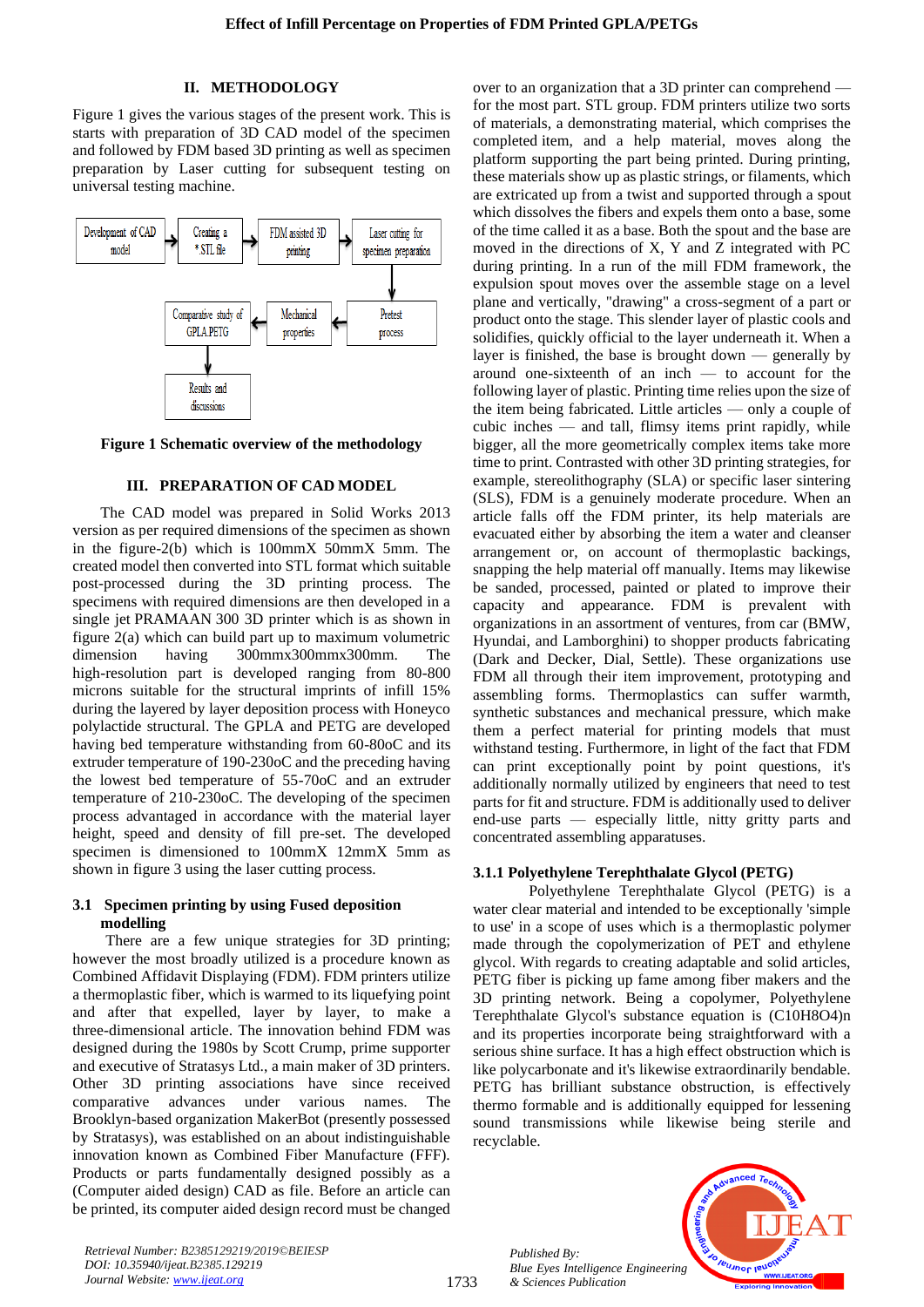## II. METHODOLOGY

Figure 1 gives the various stages of the present work. This is starts with preparation of 3D CAD model of the specimen and followed by FDM based 3D printing as well as specimen preparation by Laser cutting for subsequent testing on universal testing machine.

Development of CAD model → Creating a *.STL file → FDM assisted 3D printing → Laser cutting for specimen preparation → Pretest process → Mechanical properties → Comparative study of GPLA PETG → Results and discussions

**Figure 1 Schematic overview of the methodology**

## III. PREPARATION OF CAD MODEL

The CAD model was prepared in Solid Works 2013 version as per required dimensions of the specimen as shown in the figure-2(b) which is 100mmX 50mmX 5mm. The created model then converted into STL format which suitable post-processed during the 3D printing process. The specimens with required dimensions are then developed in a single jet PRAMAAN 300 3D printer which is as shown in figure 2(a) which can build part up to maximum volumetric dimension having 300mmx300mmx300mm. The high-resolution part is developed ranging from 80-800 microns suitable for the structural imprints of infill 15% during the layered by layer deposition process with Honeyco polylactide structural. The GPLA and PETG are developed having bed temperature withstanding from 60-80oC and its extruder temperature of 190-230oC and the preceding having the lowest bed temperature of 55-70oC and an extruder temperature of 210-230oC. The developing of the specimen process advantaged in accordance with the material layer height, speed and density of fill pre-set. The developed specimen is dimensioned to 100mmX 12mmX 5mm as shown in figure 3 using the laser cutting process.

### 3.1 Specimen printing by using Fused deposition modelling

There are a few unique strategies for 3D printing; however the most broadly utilized is a procedure known as Combined Affidavit Displaying (FDM). FDM printers utilize a thermoplastic fiber, which is warmed to its liquefying point and after that expelled, layer by layer, to make a three-dimensional article. The innovation behind FDM was designed during the 1980s by Scott Crump, prime supporter and executive of Stratasys Ltd., a main maker of 3D printers. Other 3D printing associations have since received comparative advances under various names. The Brooklyn-based organization MakerBot (presently possessed by Stratasys), was established on an about indistinguishable innovation known as Combined Fiber Manufacture (FFF). Products or parts fundamentally designed possibly as a (Computer aided design) CAD as file. Before an article can be printed, its computer aided design record must be changed over to an organization that a 3D printer can comprehend — for the most part. STL group. FDM printers utilize two sorts of materials, a demonstrating material, which comprises the completed item, and a help material, moves along the platform supporting the part being printed. During printing, these materials show up as plastic strings, or filaments, which are extricated up from a twist and supported through a spout which dissolves the fibers and expels them onto a base, some of the time called it as a base. Both the spout and the base are moved in the directions of X, Y and Z integrated with PC during printing. In a run of the mill FDM framework, the expulsion spout moves over the assemble stage on a level plane and vertically, "drawing" a cross-segment of a part or product onto the stage. This slender layer of plastic cools and solidifies, quickly official to the layer underneath it. When a layer is finished, the base is brought down — generally by around one-sixteenth of an inch — to account for the following layer of plastic. Printing time relies upon the size of the item being fabricated. Little articles — only a couple of cubic inches — and tall, flimsy items print rapidly, while bigger, all the more geometrically complex items take more time to print. Contrasted with other 3D printing strategies, for example, stereolithography (SLA) or specific laser sintering (SLS), FDM is a genuinely moderate procedure. When an article falls off the FDM printer, its help materials are evacuated either by absorbing the item a water and cleanser arrangement or, on account of thermoplastic backings, snapping the help material off manually. Items may likewise be sanded, processed, painted or plated to improve their capacity and appearance. FDM is prevalent with organizations in an assortment of ventures, from car (BMW, Hyundai, and Lamborghini) to shopper products fabricating (Dark and Decker, Dial, Settle). These organizations use FDM all through their item improvement, prototyping and assembling forms. Thermoplastics can suffer warmth, synthetic substances and mechanical pressure, which make them a perfect material for printing models that must withstand testing. Furthermore, in light of the fact that FDM can print exceptionally point by point questions, it's additionally normally utilized by engineers that need to test parts for fit and structure. FDM is additionally used to deliver end-use parts — especially little, nitty gritty parts and concentrated assembling apparatuses.

#### 3.1.1 Polyethylene Terephthalate Glycol (PETG)

Polyethylene Terephthalate Glycol (PETG) is a water clear material and intended to be exceptionally 'simple to use' in a scope of uses which is a thermoplastic polymer made through the copolymerization of PET and ethylene glycol. With regards to creating adaptable and solid articles, PETG fiber is picking up fame among fiber makers and the 3D printing network. Being a copolymer, Polyethylene Terephthalate Glycol's substance equation is $(C_{10}H_8O_4)_n$ and its properties incorporate being straightforward with a serious shine surface. It has a high effect obstruction which is like polycarbonate and it's likewise extraordinarily bendable. PETG has brilliant substance obstruction, is effectively thermo formable and is additionally equipped for lessening sound transmissions while likewise being sterile and recyclable.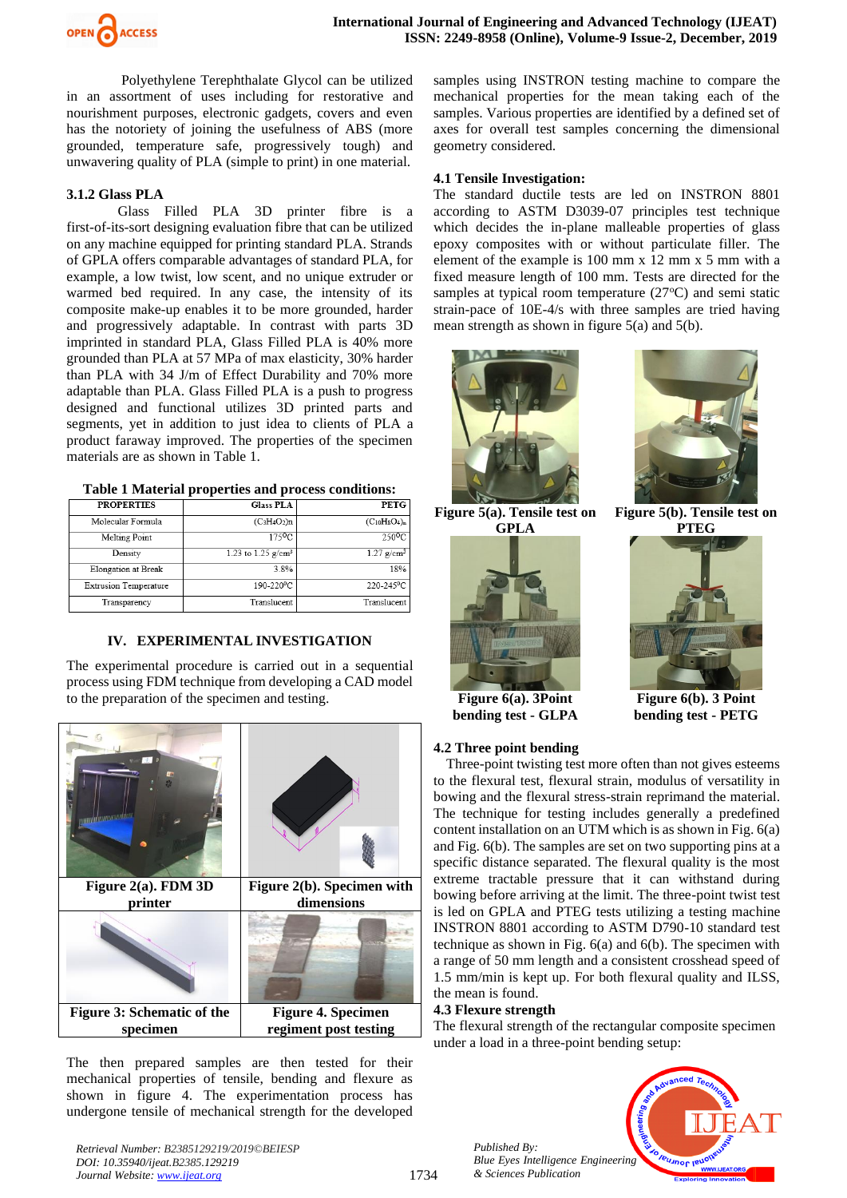Polyethylene Terephthalate Glycol can be utilized in an assortment of uses including for restorative and nourishment purposes, electronic gadgets, covers and even has the notoriety of joining the usefulness of ABS (more grounded, temperature safe, progressively tough) and unwavering quality of PLA (simple to print) in one material.

### 3.1.2 Glass PLA

Glass Filled PLA 3D printer fibre is a first-of-its-sort designing evaluation fibre that can be utilized on any machine equipped for printing standard PLA. Strands of GPLA offers comparable advantages of standard PLA, for example, a low twist, low scent, and no unique extruder or warmed bed required. In any case, the intensity of its composite make-up enables it to be more grounded, harder and progressively adaptable. In contrast with parts 3D imprinted in standard PLA, Glass Filled PLA is 40% more grounded than PLA at 57 MPa of max elasticity, 30% harder than PLA with 34 J/m of Effect Durability and 70% more adaptable than PLA. Glass Filled PLA is a push to progress designed and functional utilizes 3D printed parts and segments, yet in addition to just idea to clients of PLA a product faraway improved. The properties of the specimen materials are as shown in Table 1.

**Table 1 Material properties and process conditions:**

| PROPERTIES | Glass PLA | PETG |
|---|---|---|
| Molecular Formula | $(C_3H_4O_2)n$ | $(C_{10}H_8O_4)_n$ |
| Melting Point | 175°C | 250°C |
| Density | 1.23 to 1.25 g/cm³ | 1.27 g/cm³ |
| Elongation at Break | 3.8% | 18% |
| Extrusion Temperature | 190-220°C | 220-245°C |
| Transparency | Translucent | Translucent |

## IV. EXPERIMENTAL INVESTIGATION

The experimental procedure is carried out in a sequential process using FDM technique from developing a CAD model to the preparation of the specimen and testing.

Figure 2(a). FDM 3D printer

Figure 2(b). Specimen with dimensions

Figure 3: Schematic of the specimen

Figure 4. Specimen regiment post testing

The then prepared samples are then tested for their mechanical properties of tensile, bending and flexure as shown in figure 4. The experimentation process has undergone tensile of mechanical strength for the developed samples using INSTRON testing machine to compare the mechanical properties for the mean taking each of the samples. Various properties are identified by a defined set of axes for overall test samples concerning the dimensional geometry considered.

### 4.1 Tensile Investigation:

The standard ductile tests are led on INSTRON 8801 according to ASTM D3039-07 principles test technique which decides the in-plane malleable properties of glass epoxy composites with or without particulate filler. The element of the example is 100 mm x 12 mm x 5 mm with a fixed measure length of 100 mm. Tests are directed for the samples at typical room temperature (27°C) and semi static strain-pace of 10E-4/s with three samples are tried having mean strength as shown in figure 5(a) and 5(b).

Figure 5(a). Tensile test on GPLA

Figure 5(b). Tensile test on PTEG

Figure 6(a). 3Point bending test - GLPA

Figure 6(b). 3 Point bending test - PETG

### 4.2 Three point bending

Three-point twisting test more often than not gives esteems to the flexural test, flexural strain, modulus of versatility in bowing and the flexural stress-strain reprimand the material. The technique for testing includes generally a predefined content installation on an UTM which is as shown in Fig. 6(a) and Fig. 6(b). The samples are set on two supporting pins at a specific distance separated. The flexural quality is the most extreme tractable pressure that it can withstand during bowing before arriving at the limit. The three-point twist test is led on GPLA and PTEG tests utilizing a testing machine INSTRON 8801 according to ASTM D790-10 standard test technique as shown in Fig. 6(a) and 6(b). The specimen with a range of 50 mm length and a consistent crosshead speed of 1.5 mm/min is kept up. For both flexural quality and ILSS, the mean is found.

### 4.3 Flexure strength

The flexural strength of the rectangular composite specimen under a load in a three-point bending setup: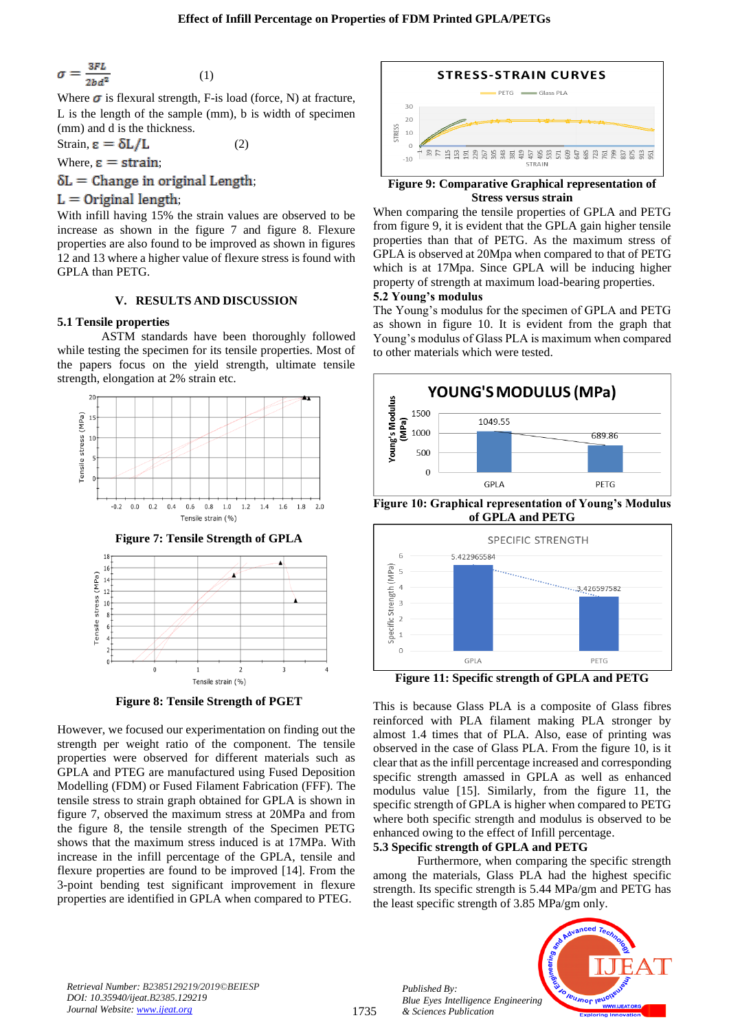$$\sigma = \frac{3FL}{2bd^2} \qquad (1)$$

Where $\sigma$ is flexural strength, F-is load (force, N) at fracture, L is the length of the sample (mm), b is width of specimen (mm) and d is the thickness.

Strain, $\varepsilon = \delta L / L \qquad (2)$

Where, $\varepsilon$ = strain;

$\delta L$ = Change in original Length;

$L$ = Original length;

With infill having 15% the strain values are observed to be increase as shown in the figure 7 and figure 8. Flexure properties are also found to be improved as shown in figures 12 and 13 where a higher value of flexure stress is found with GPLA than PETG.

## V. RESULTS AND DISCUSSION

### 5.1 Tensile properties

ASTM standards have been thoroughly followed while testing the specimen for its tensile properties. Most of the papers focus on the yield strength, ultimate tensile strength, elongation at 2% strain etc.

**Figure 7: Tensile Strength of GPLA**

**Figure 8: Tensile Strength of PGET**

However, we focused our experimentation on finding out the strength per weight ratio of the component. The tensile properties were observed for different materials such as GPLA and PTEG are manufactured using Fused Deposition Modelling (FDM) or Fused Filament Fabrication (FFF). The tensile stress to strain graph obtained for GPLA is shown in figure 7, observed the maximum stress at 20MPa and from the figure 8, the tensile strength of the Specimen PETG shows that the maximum stress induced is at 17MPa. With increase in the infill percentage of the GPLA, tensile and flexure properties are found to be improved [14]. From the 3-point bending test significant improvement in flexure properties are identified in GPLA when compared to PTEG.

**Figure 9: Comparative Graphical representation of Stress versus strain**

When comparing the tensile properties of GPLA and PETG from figure 9, it is evident that the GPLA gain higher tensile properties than that of PETG. As the maximum stress of GPLA is observed at 20Mpa when compared to that of PETG which is at 17Mpa. Since GPLA will be inducing higher property of strength at maximum load-bearing properties.

### 5.2 Young's modulus

The Young's modulus for the specimen of GPLA and PETG as shown in figure 10. It is evident from the graph that Young's modulus of Glass PLA is maximum when compared to other materials which were tested.

**Figure 10: Graphical representation of Young's Modulus of GPLA and PETG**

**Figure 11: Specific strength of GPLA and PETG**

This is because Glass PLA is a composite of Glass fibres reinforced with PLA filament making PLA stronger by almost 1.4 times that of PLA. Also, ease of printing was observed in the case of Glass PLA. From the figure 10, is it clear that as the infill percentage increased and corresponding specific strength amassed in GPLA as well as enhanced modulus value [15]. Similarly, from the figure 11, the specific strength of GPLA is higher when compared to PETG where both specific strength and modulus is observed to be enhanced owing to the effect of Infill percentage.

### 5.3 Specific strength of GPLA and PETG

Furthermore, when comparing the specific strength among the materials, Glass PLA had the highest specific strength. Its specific strength is 5.44 MPa/gm and PETG has the least specific strength of 3.85 MPa/gm only.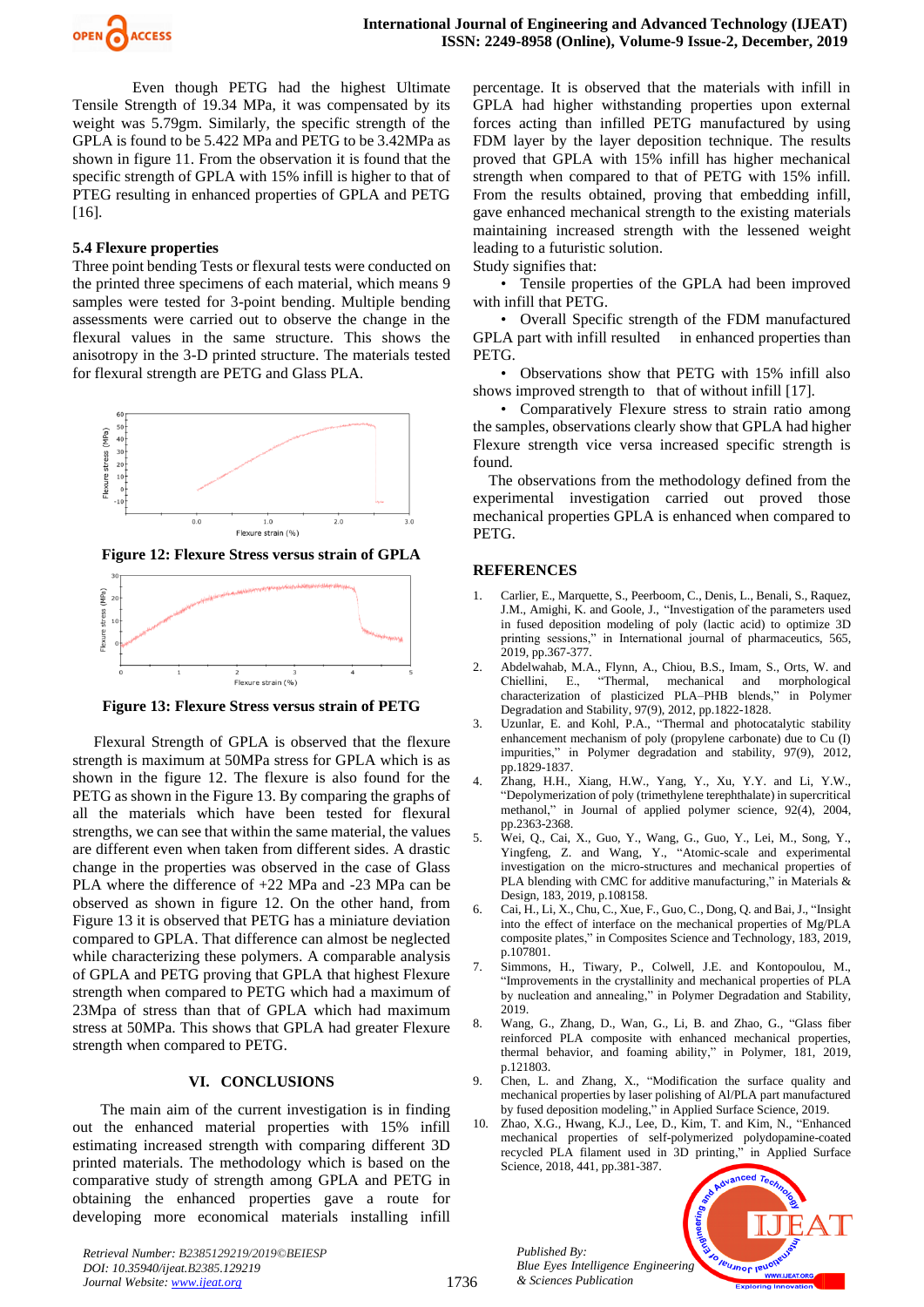Even though PETG had the highest Ultimate Tensile Strength of 19.34 MPa, it was compensated by its weight was 5.79gm. Similarly, the specific strength of the GPLA is found to be 5.422 MPa and PETG to be 3.42MPa as shown in figure 11. From the observation it is found that the specific strength of GPLA with 15% infill is higher to that of PTEG resulting in enhanced properties of GPLA and PETG [16].

### 5.4 Flexure properties

Three point bending Tests or flexural tests were conducted on the printed three specimens of each material, which means 9 samples were tested for 3-point bending. Multiple bending assessments were carried out to observe the change in the flexural values in the same structure. This shows the anisotropy in the 3-D printed structure. The materials tested for flexural strength are PETG and Glass PLA.

**Figure 12: Flexure Stress versus strain of GPLA**

**Figure 13: Flexure Stress versus strain of PETG**

Flexural Strength of GPLA is observed that the flexure strength is maximum at 50MPa stress for GPLA which is as shown in the figure 12. The flexure is also found for the PETG as shown in the Figure 13. By comparing the graphs of all the materials which have been tested for flexural strengths, we can see that within the same material, the values are different even when taken from different sides. A drastic change in the properties was observed in the case of Glass PLA where the difference of +22 MPa and -23 MPa can be observed as shown in figure 12. On the other hand, from Figure 13 it is observed that PETG has a miniature deviation compared to GPLA. That difference can almost be neglected while characterizing these polymers. A comparable analysis of GPLA and PETG proving that GPLA that highest Flexure strength when compared to PETG which had a maximum of 23Mpa of stress than that of GPLA which had maximum stress at 50MPa. This shows that GPLA had greater Flexure strength when compared to PETG.

## VI. CONCLUSIONS

The main aim of the current investigation is in finding out the enhanced material properties with 15% infill estimating increased strength with comparing different 3D printed materials. The methodology which is based on the comparative study of strength among GPLA and PETG in obtaining the enhanced properties gave a route for developing more economical materials installing infill percentage. It is observed that the materials with infill in GPLA had higher withstanding properties upon external forces acting than infilled PETG manufactured by using FDM layer by the layer deposition technique. The results proved that GPLA with 15% infill has higher mechanical strength when compared to that of PETG with 15% infill. From the results obtained, proving that embedding infill, gave enhanced mechanical strength to the existing materials maintaining increased strength with the lessened weight leading to a futuristic solution.

Study signifies that:

- Tensile properties of the GPLA had been improved with infill that PETG.
- Overall Specific strength of the FDM manufactured GPLA part with infill resulted in enhanced properties than PETG.
- Observations show that PETG with 15% infill also shows improved strength to that of without infill [17].
- Comparatively Flexure stress to strain ratio among the samples, observations clearly show that GPLA had higher Flexure strength vice versa increased specific strength is found.

The observations from the methodology defined from the experimental investigation carried out proved those mechanical properties GPLA is enhanced when compared to PETG.

## REFERENCES

1. Carlier, E., Marquette, S., Peerboom, C., Denis, L., Benali, S., Raquez, J.M., Amighi, K. and Goole, J., "Investigation of the parameters used in fused deposition modeling of poly (lactic acid) to optimize 3D printing sessions," in International journal of pharmaceutics, 565, 2019, pp.367-377.
2. Abdelwahab, M.A., Flynn, A., Chiou, B.S., Imam, S., Orts, W. and Chiellini, E., "Thermal, mechanical and morphological characterization of plasticized PLA–PHB blends," in Polymer Degradation and Stability, 97(9), 2012, pp.1822-1828.
3. Uzunlar, E. and Kohl, P.A., "Thermal and photocatalytic stability enhancement mechanism of poly (propylene carbonate) due to Cu (I) impurities," in Polymer degradation and stability, 97(9), 2012, pp.1829-1837.
4. Zhang, H.H., Xiang, H.W., Yang, Y., Xu, Y.Y. and Li, Y.W., "Depolymerization of poly (trimethylene terephthalate) in supercritical methanol," in Journal of applied polymer science, 92(4), 2004, pp.2363-2368.
5. Wei, Q., Cai, X., Guo, Y., Wang, G., Guo, Y., Lei, M., Song, Y., Yingfeng, Z. and Wang, Y., "Atomic-scale and experimental investigation on the micro-structures and mechanical properties of PLA blending with CMC for additive manufacturing," in Materials & Design, 183, 2019, p.108158.
6. Cai, H., Li, X., Chu, C., Xue, F., Guo, C., Dong, Q. and Bai, J., "Insight into the effect of interface on the mechanical properties of Mg/PLA composite plates," in Composites Science and Technology, 183, 2019, p.107801.
7. Simmons, H., Tiwary, P., Colwell, J.E. and Kontopoulou, M., "Improvements in the crystallinity and mechanical properties of PLA by nucleation and annealing," in Polymer Degradation and Stability, 2019.
8. Wang, G., Zhang, D., Wan, G., Li, B. and Zhao, G., "Glass fiber reinforced PLA composite with enhanced mechanical properties, thermal behavior, and foaming ability," in Polymer, 181, 2019, p.121803.
9. Chen, L. and Zhang, X., "Modification the surface quality and mechanical properties by laser polishing of Al/PLA part manufactured by fused deposition modeling," in Applied Surface Science, 2019.
10. Zhao, X.G., Hwang, K.J., Lee, D., Kim, T. and Kim, N., "Enhanced mechanical properties of self-polymerized polydopamine-coated recycled PLA filament used in 3D printing," in Applied Surface Science, 2018, 441, pp.381-387.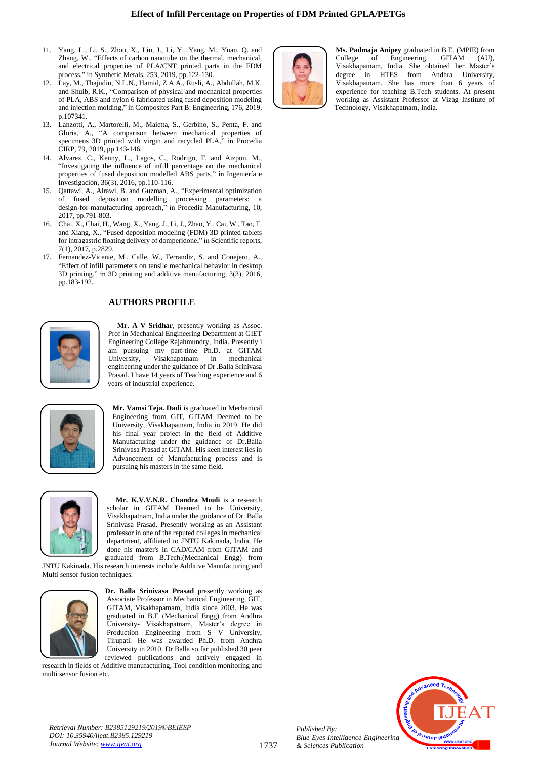11. Yang, L., Li, S., Zhou, X., Liu, J., Li, Y., Yang, M., Yuan, Q. and Zhang, W., "Effects of carbon nanotube on the thermal, mechanical, and electrical properties of PLA/CNT printed parts in the FDM process," in Synthetic Metals, 253, 2019, pp.122-130.
12. Lay, M., Thajudin, N.L.N., Hamid, Z.A.A., Rusli, A., Abdullah, M.K. and Shuib, R.K., "Comparison of physical and mechanical properties of PLA, ABS and nylon 6 fabricated using fused deposition modeling and injection molding," in Composites Part B: Engineering, 176, 2019, p.107341.
13. Lanzotti, A., Martorelli, M., Maietta, S., Gerbino, S., Penta, F. and Gloria, A., "A comparison between mechanical properties of specimens 3D printed with virgin and recycled PLA," in Procedia CIRP, 79, 2019, pp.143-146.
14. Alvarez, C., Kenny, L., Lagos, C., Rodrigo, F. and Aizpun, M., "Investigating the influence of infill percentage on the mechanical properties of fused deposition modelled ABS parts," in Ingeniería e Investigación, 36(3), 2016, pp.110-116.
15. Qattawi, A., Alrawi, B. and Guzman, A., "Experimental optimization of fused deposition modelling processing parameters: a design-for-manufacturing approach," in Procedia Manufacturing, 10, 2017, pp.791-803.
16. Chai, X., Chai, H., Wang, X., Yang, J., Li, J., Zhao, Y., Cai, W., Tao, T. and Xiang, X., "Fused deposition modeling (FDM) 3D printed tablets for intragastric floating delivery of domperidone," in Scientific reports, 7(1), 2017, p.2829.
17. Fernandez-Vicente, M., Calle, W., Ferrandiz, S. and Conejero, A., "Effect of infill parameters on tensile mechanical behavior in desktop 3D printing," in 3D printing and additive manufacturing, 3(3), 2016, pp.183-192.

## AUTHORS PROFILE

**Mr. A V Sridhar**, presently working as Assoc. Prof in Mechanical Engineering Department at GIET Engineering College Rajahmundry, India. Presently i am pursuing my part-time Ph.D. at GITAM University, Visakhapatnam in mechanical engineering under the guidance of Dr .Balla Srinivasa Prasad. I have 14 years of Teaching experience and 6 years of industrial experience.

**Mr. Vamsi Teja. Dadi** is graduated in Mechanical Engineering from GIT, GITAM Deemed to be University, Visakhapatnam, India in 2019. He did his final year project in the field of Additive Manufacturing under the guidance of Dr.Balla Srinivasa Prasad at GITAM. His keen interest lies in Advancement of Manufacturing process and is pursuing his masters in the same field.

**Mr. K.V.V.N.R. Chandra Mouli** is a research scholar in GITAM Deemed to be University, Visakhapatnam, India under the guidance of Dr. Balla Srinivasa Prasad. Presently working as an Assistant professor in one of the reputed colleges in mechanical department, affiliated to JNTU Kakinada, India. He done his master's in CAD/CAM from GITAM and graduated from B.Tech.(Mechanical Engg) from JNTU Kakinada. His research interests include Additive Manufacturing and Multi sensor fusion techniques.

**Dr. Balla Srinivasa Prasad** presently working as Associate Professor in Mechanical Engineering, GIT, GITAM, Visakhapatnam, India since 2003. He was graduated in B.E (Mechanical Engg) from Andhra University- Visakhapatnam, Master's degree in Production Engineering from S V University, Tirupati. He was awarded Ph.D. from Andhra University in 2010. Dr Balla so far published 30 peer reviewed publications and actively engaged in research in fields of Additive manufacturing, Tool condition monitoring and multi sensor fusion etc.

**Ms. Padmaja Anipey** graduated in B.E. (MPIE) from College of Engineering, GITAM (AU), Visakhapatnam, India. She obtained her Master's degree in HTES from Andhra University, Visakhapatnam. She has more than 6 years of experience for teaching B.Tech students. At present working as Assistant Professor at Vizag Institute of Technology, Visakhapatnam, India.